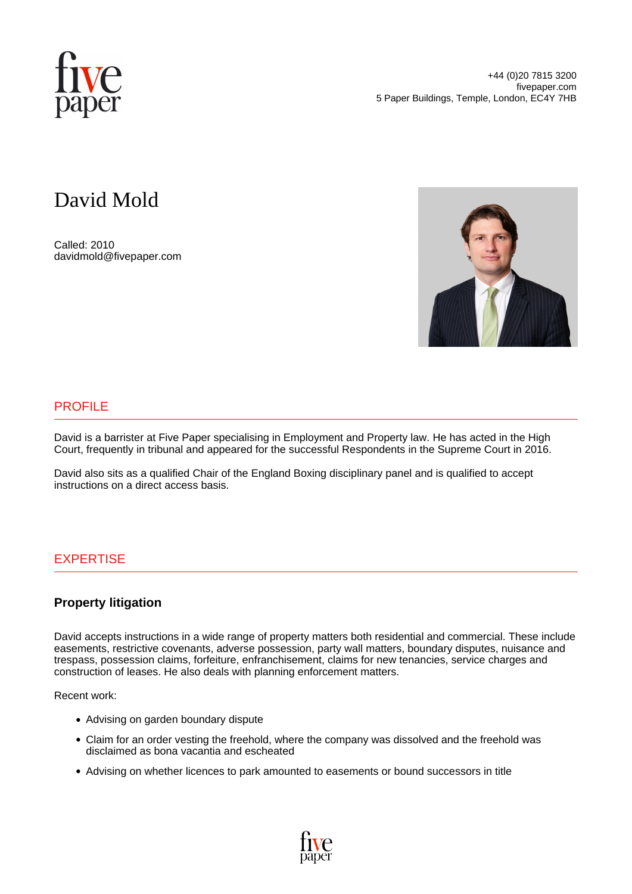+44 (0)20 7815 3200
fivepaper.com
5 Paper Buildings, Temple, London, EC4Y 7HB

# David Mold

Called: 2010
davidmold@fivepaper.com

## PROFILE

David is a barrister at Five Paper specialising in Employment and Property law. He has acted in the High Court, frequently in tribunal and appeared for the successful Respondents in the Supreme Court in 2016.

David also sits as a qualified Chair of the England Boxing disciplinary panel and is qualified to accept instructions on a direct access basis.

## EXPERTISE

### Property litigation

David accepts instructions in a wide range of property matters both residential and commercial. These include easements, restrictive covenants, adverse possession, party wall matters, boundary disputes, nuisance and trespass, possession claims, forfeiture, enfranchisement, claims for new tenancies, service charges and construction of leases. He also deals with planning enforcement matters.

Recent work:

- Advising on garden boundary dispute
- Claim for an order vesting the freehold, where the company was dissolved and the freehold was disclaimed as bona vacantia and escheated
- Advising on whether licences to park amounted to easements or bound successors in title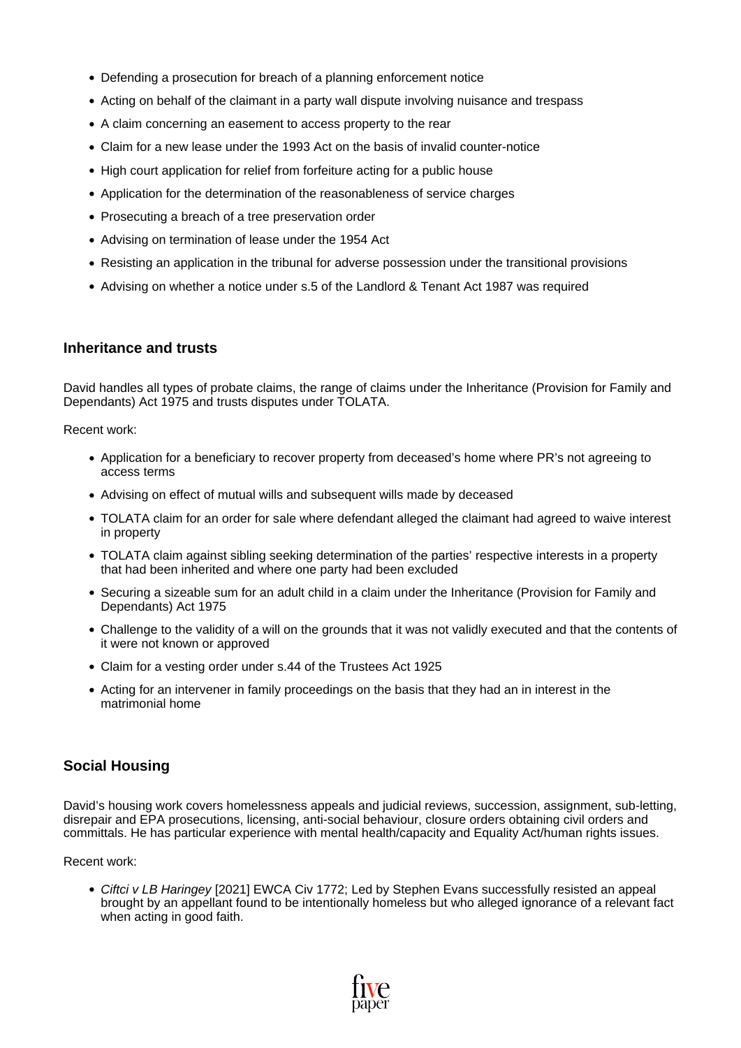- Defending a prosecution for breach of a planning enforcement notice
- Acting on behalf of the claimant in a party wall dispute involving nuisance and trespass
- A claim concerning an easement to access property to the rear
- Claim for a new lease under the 1993 Act on the basis of invalid counter-notice
- High court application for relief from forfeiture acting for a public house
- Application for the determination of the reasonableness of service charges
- Prosecuting a breach of a tree preservation order
- Advising on termination of lease under the 1954 Act
- Resisting an application in the tribunal for adverse possession under the transitional provisions
- Advising on whether a notice under s.5 of the Landlord & Tenant Act 1987 was required

## Inheritance and trusts

David handles all types of probate claims, the range of claims under the Inheritance (Provision for Family and Dependants) Act 1975 and trusts disputes under TOLATA.

Recent work:

- Application for a beneficiary to recover property from deceased's home where PR's not agreeing to access terms
- Advising on effect of mutual wills and subsequent wills made by deceased
- TOLATA claim for an order for sale where defendant alleged the claimant had agreed to waive interest in property
- TOLATA claim against sibling seeking determination of the parties' respective interests in a property that had been inherited and where one party had been excluded
- Securing a sizeable sum for an adult child in a claim under the Inheritance (Provision for Family and Dependants) Act 1975
- Challenge to the validity of a will on the grounds that it was not validly executed and that the contents of it were not known or approved
- Claim for a vesting order under s.44 of the Trustees Act 1925
- Acting for an intervener in family proceedings on the basis that they had an in interest in the matrimonial home

## Social Housing

David's housing work covers homelessness appeals and judicial reviews, succession, assignment, sub-letting, disrepair and EPA prosecutions, licensing, anti-social behaviour, closure orders obtaining civil orders and committals. He has particular experience with mental health/capacity and Equality Act/human rights issues.

Recent work:

- *Ciftci v LB Haringey* [2021] EWCA Civ 1772; Led by Stephen Evans successfully resisted an appeal brought by an appellant found to be intentionally homeless but who alleged ignorance of a relevant fact when acting in good faith.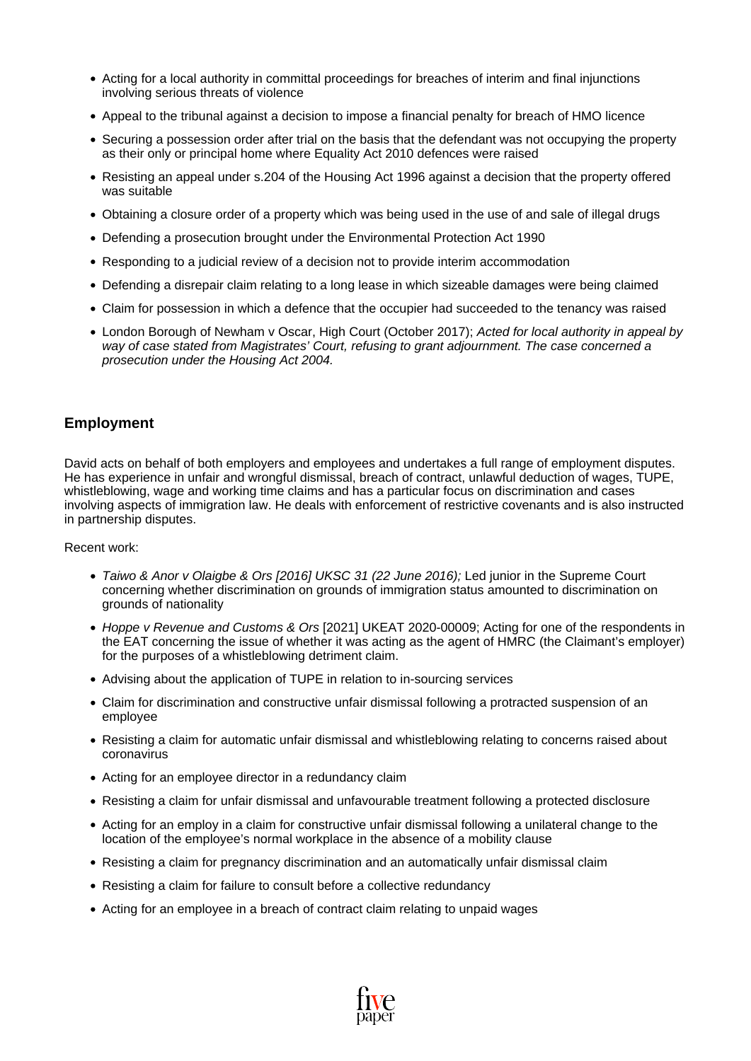- Acting for a local authority in committal proceedings for breaches of interim and final injunctions involving serious threats of violence
- Appeal to the tribunal against a decision to impose a financial penalty for breach of HMO licence
- Securing a possession order after trial on the basis that the defendant was not occupying the property as their only or principal home where Equality Act 2010 defences were raised
- Resisting an appeal under s.204 of the Housing Act 1996 against a decision that the property offered was suitable
- Obtaining a closure order of a property which was being used in the use of and sale of illegal drugs
- Defending a prosecution brought under the Environmental Protection Act 1990
- Responding to a judicial review of a decision not to provide interim accommodation
- Defending a disrepair claim relating to a long lease in which sizeable damages were being claimed
- Claim for possession in which a defence that the occupier had succeeded to the tenancy was raised
- London Borough of Newham v Oscar, High Court (October 2017); *Acted for local authority in appeal by way of case stated from Magistrates' Court, refusing to grant adjournment. The case concerned a prosecution under the Housing Act 2004.*

## Employment

David acts on behalf of both employers and employees and undertakes a full range of employment disputes. He has experience in unfair and wrongful dismissal, breach of contract, unlawful deduction of wages, TUPE, whistleblowing, wage and working time claims and has a particular focus on discrimination and cases involving aspects of immigration law. He deals with enforcement of restrictive covenants and is also instructed in partnership disputes.

Recent work:

- *Taiwo & Anor v Olaigbe & Ors [2016] UKSC 31 (22 June 2016);* Led junior in the Supreme Court concerning whether discrimination on grounds of immigration status amounted to discrimination on grounds of nationality
- *Hoppe v Revenue and Customs & Ors* [2021] UKEAT 2020-00009; Acting for one of the respondents in the EAT concerning the issue of whether it was acting as the agent of HMRC (the Claimant's employer) for the purposes of a whistleblowing detriment claim.
- Advising about the application of TUPE in relation to in-sourcing services
- Claim for discrimination and constructive unfair dismissal following a protracted suspension of an employee
- Resisting a claim for automatic unfair dismissal and whistleblowing relating to concerns raised about coronavirus
- Acting for an employee director in a redundancy claim
- Resisting a claim for unfair dismissal and unfavourable treatment following a protected disclosure
- Acting for an employ in a claim for constructive unfair dismissal following a unilateral change to the location of the employee's normal workplace in the absence of a mobility clause
- Resisting a claim for pregnancy discrimination and an automatically unfair dismissal claim
- Resisting a claim for failure to consult before a collective redundancy
- Acting for an employee in a breach of contract claim relating to unpaid wages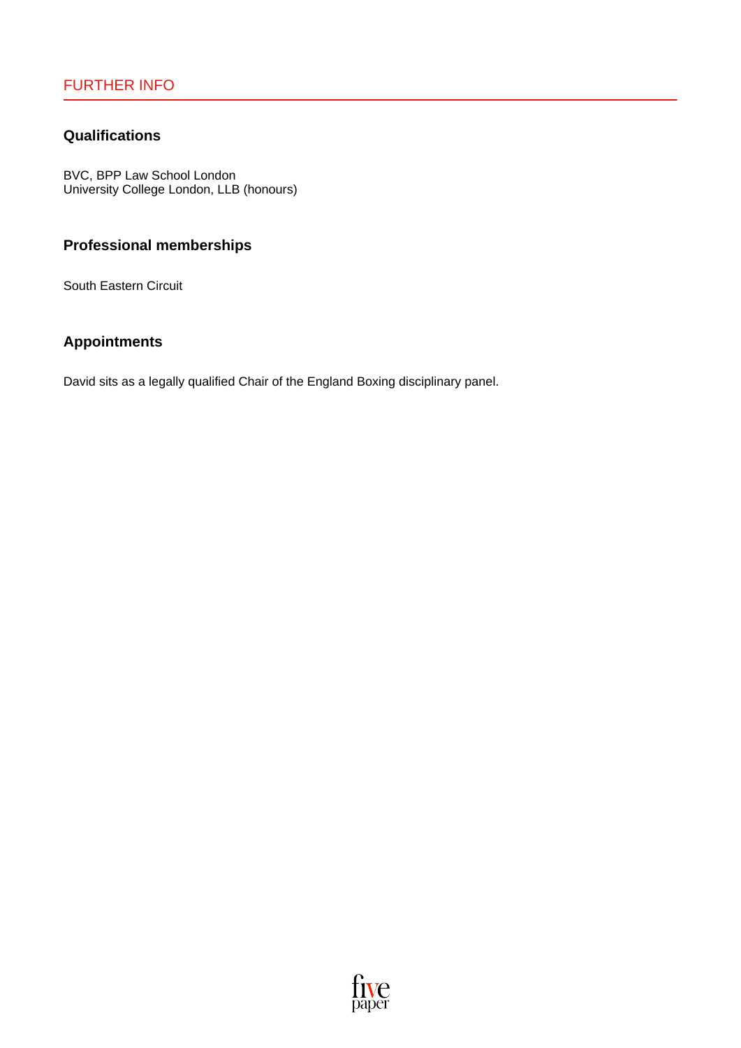## FURTHER INFO

### Qualifications

BVC, BPP Law School London
University College London, LLB (honours)

### Professional memberships

South Eastern Circuit

### Appointments

David sits as a legally qualified Chair of the England Boxing disciplinary panel.